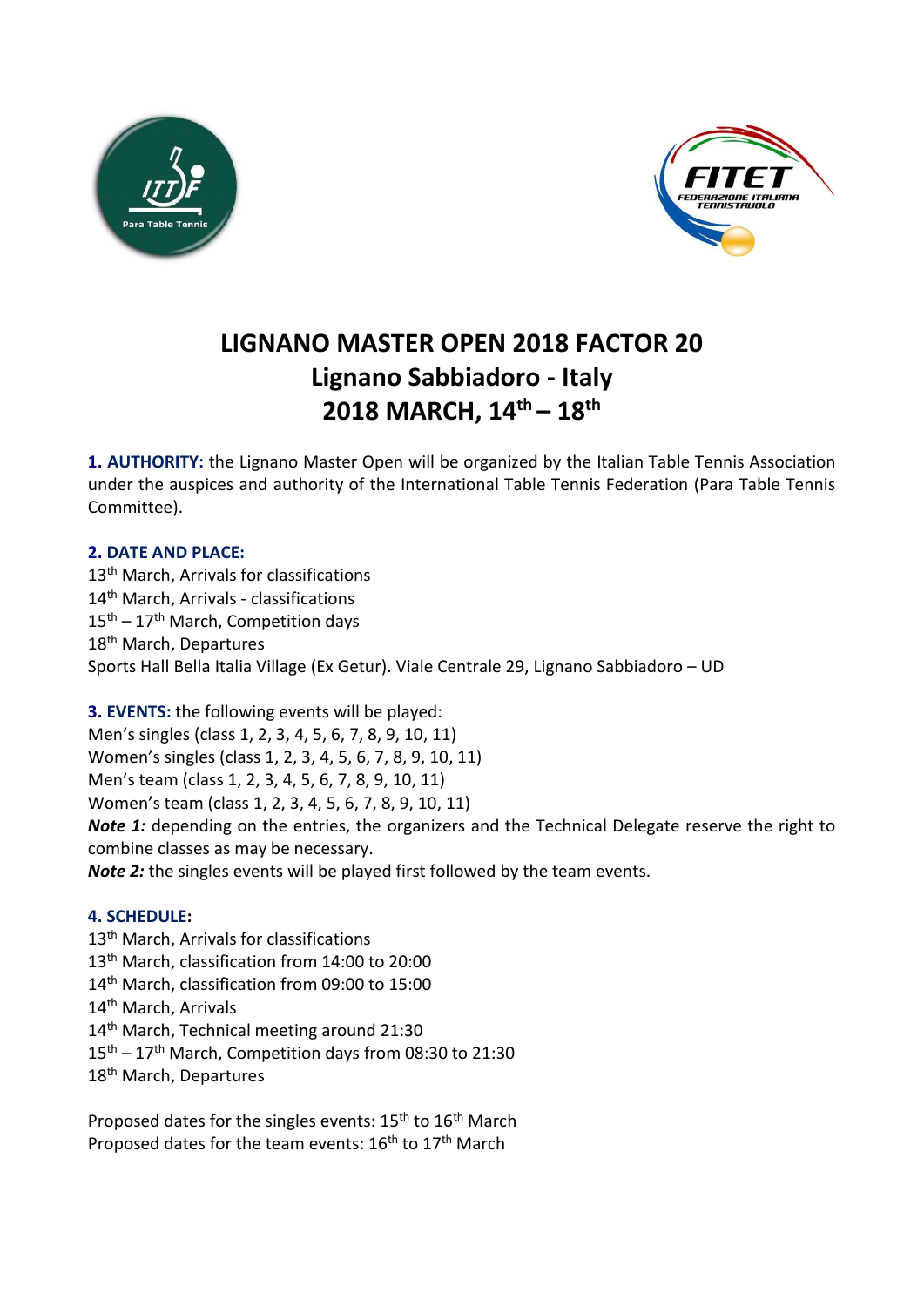# LIGNANO MASTER OPEN 2018 FACTOR 20
# Lignano Sabbiadoro - Italy
# 2018 MARCH, 14th – 18th

**1. AUTHORITY:** the Lignano Master Open will be organized by the Italian Table Tennis Association under the auspices and authority of the International Table Tennis Federation (Para Table Tennis Committee).

**2. DATE AND PLACE:**
13th March, Arrivals for classifications
14th March, Arrivals - classifications
15th – 17th March, Competition days
18th March, Departures
Sports Hall Bella Italia Village (Ex Getur). Viale Centrale 29, Lignano Sabbiadoro – UD

**3. EVENTS:** the following events will be played:
Men's singles (class 1, 2, 3, 4, 5, 6, 7, 8, 9, 10, 11)
Women's singles (class 1, 2, 3, 4, 5, 6, 7, 8, 9, 10, 11)
Men's team (class 1, 2, 3, 4, 5, 6, 7, 8, 9, 10, 11)
Women's team (class 1, 2, 3, 4, 5, 6, 7, 8, 9, 10, 11)
***Note 1:*** depending on the entries, the organizers and the Technical Delegate reserve the right to combine classes as may be necessary.
***Note 2:*** the singles events will be played first followed by the team events.

**4. SCHEDULE:**
13th March, Arrivals for classifications
13th March, classification from 14:00 to 20:00
14th March, classification from 09:00 to 15:00
14th March, Arrivals
14th March, Technical meeting around 21:30
15th – 17th March, Competition days from 08:30 to 21:30
18th March, Departures

Proposed dates for the singles events: 15th to 16th March
Proposed dates for the team events: 16th to 17th March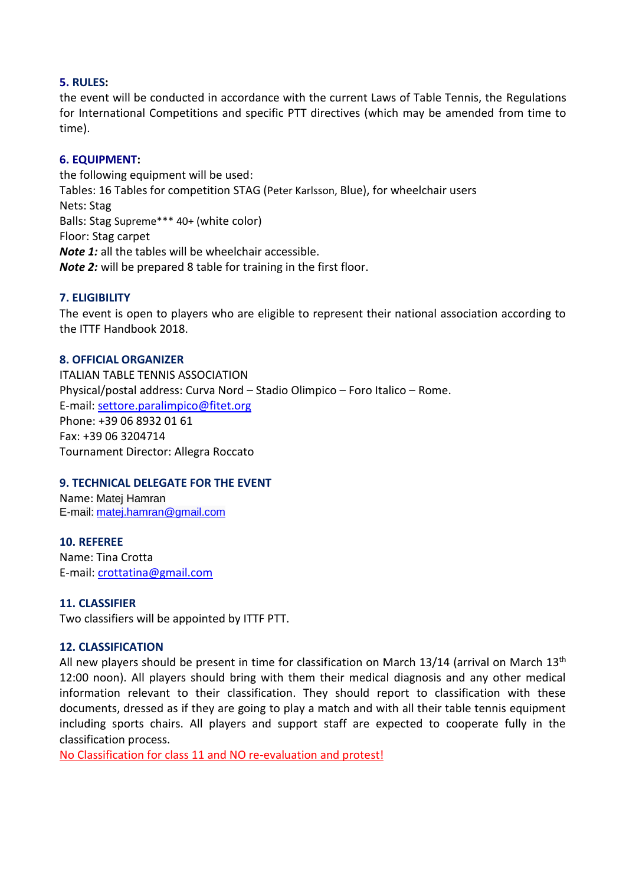### 5. RULES:

the event will be conducted in accordance with the current Laws of Table Tennis, the Regulations for International Competitions and specific PTT directives (which may be amended from time to time).

### 6. EQUIPMENT:

the following equipment will be used:
Tables: 16 Tables for competition STAG (Peter Karlsson, Blue), for wheelchair users
Nets: Stag
Balls: Stag Supreme*** 40+ (white color)
Floor: Stag carpet
***Note 1:*** all the tables will be wheelchair accessible.
***Note 2:*** will be prepared 8 table for training in the first floor.

### 7. ELIGIBILITY

The event is open to players who are eligible to represent their national association according to the ITTF Handbook 2018.

### 8. OFFICIAL ORGANIZER

ITALIAN TABLE TENNIS ASSOCIATION
Physical/postal address: Curva Nord – Stadio Olimpico – Foro Italico – Rome.
E-mail: settore.paralimpico@fitet.org
Phone: +39 06 8932 01 61
Fax: +39 06 3204714
Tournament Director: Allegra Roccato

### 9. TECHNICAL DELEGATE FOR THE EVENT

Name: Matej Hamran
E-mail: matej.hamran@gmail.com

### 10. REFEREE

Name: Tina Crotta
E-mail: crottatina@gmail.com

### 11. CLASSIFIER

Two classifiers will be appointed by ITTF PTT.

### 12. CLASSIFICATION

All new players should be present in time for classification on March 13/14 (arrival on March 13th 12:00 noon). All players should bring with them their medical diagnosis and any other medical information relevant to their classification. They should report to classification with these documents, dressed as if they are going to play a match and with all their table tennis equipment including sports chairs. All players and support staff are expected to cooperate fully in the classification process.

No Classification for class 11 and NO re-evaluation and protest!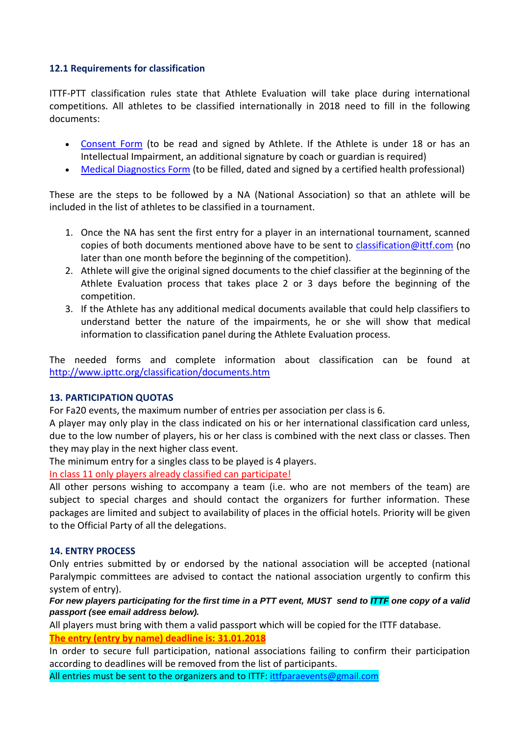### 12.1 Requirements for classification

ITTF-PTT classification rules state that Athlete Evaluation will take place during international competitions. All athletes to be classified internationally in 2018 need to fill in the following documents:

- Consent Form (to be read and signed by Athlete. If the Athlete is under 18 or has an Intellectual Impairment, an additional signature by coach or guardian is required)
- Medical Diagnostics Form (to be filled, dated and signed by a certified health professional)

These are the steps to be followed by a NA (National Association) so that an athlete will be included in the list of athletes to be classified in a tournament.

1. Once the NA has sent the first entry for a player in an international tournament, scanned copies of both documents mentioned above have to be sent to classification@ittf.com (no later than one month before the beginning of the competition).
2. Athlete will give the original signed documents to the chief classifier at the beginning of the Athlete Evaluation process that takes place 2 or 3 days before the beginning of the competition.
3. If the Athlete has any additional medical documents available that could help classifiers to understand better the nature of the impairments, he or she will show that medical information to classification panel during the Athlete Evaluation process.

The needed forms and complete information about classification can be found at http://www.ipttc.org/classification/documents.htm

### 13. PARTICIPATION QUOTAS

For Fa20 events, the maximum number of entries per association per class is 6.
A player may only play in the class indicated on his or her international classification card unless, due to the low number of players, his or her class is combined with the next class or classes. Then they may play in the next higher class event.
The minimum entry for a singles class to be played is 4 players.
In class 11 only players already classified can participate!
All other persons wishing to accompany a team (i.e. who are not members of the team) are subject to special charges and should contact the organizers for further information. These packages are limited and subject to availability of places in the official hotels. Priority will be given to the Official Party of all the delegations.

### 14. ENTRY PROCESS

Only entries submitted by or endorsed by the national association will be accepted (national Paralympic committees are advised to contact the national association urgently to confirm this system of entry).

***For new players participating for the first time in a PTT event, MUST send to ITTF one copy of a valid passport (see email address below).***

All players must bring with them a valid passport which will be copied for the ITTF database.

**The entry (entry by name) deadline is: 31.01.2018**

In order to secure full participation, national associations failing to confirm their participation according to deadlines will be removed from the list of participants.

All entries must be sent to the organizers and to ITTF: ittfparaevents@gmail.com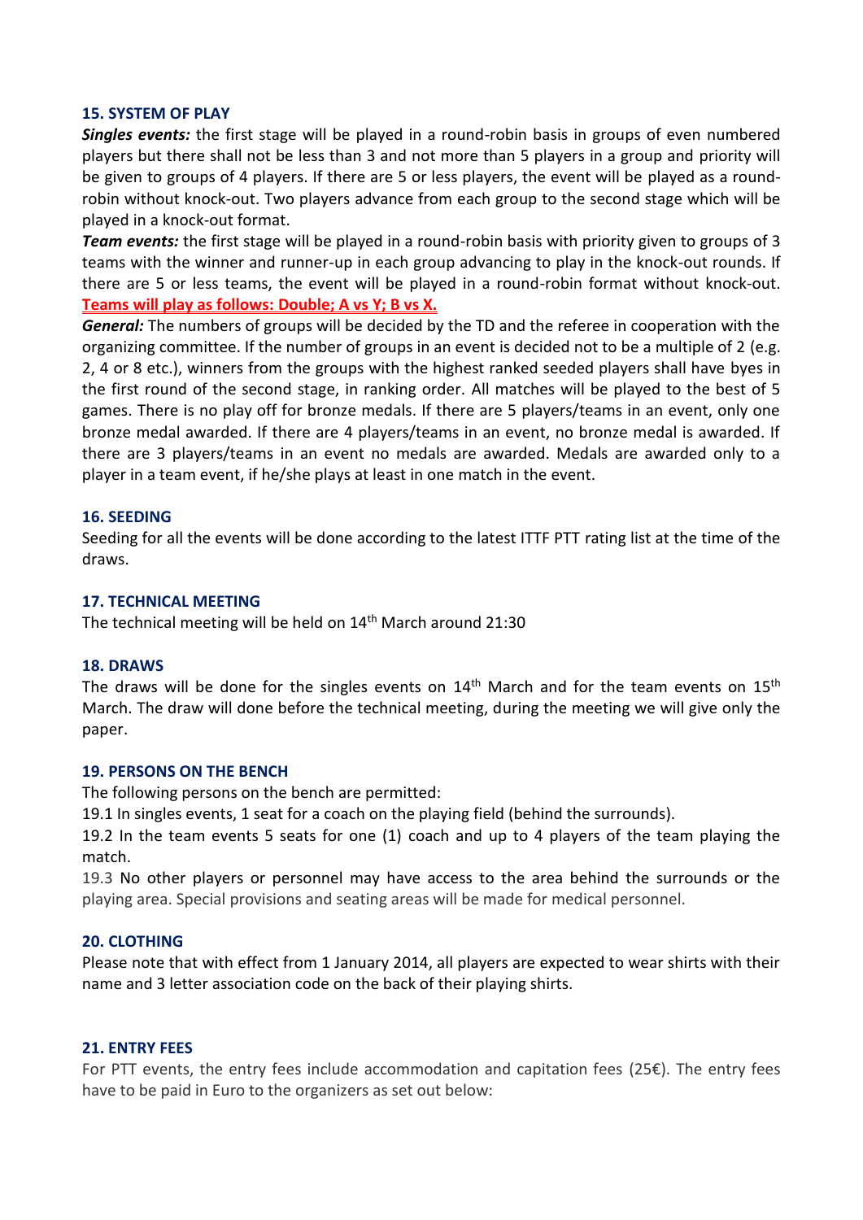## 15. SYSTEM OF PLAY

***Singles events:*** the first stage will be played in a round-robin basis in groups of even numbered players but there shall not be less than 3 and not more than 5 players in a group and priority will be given to groups of 4 players. If there are 5 or less players, the event will be played as a round-robin without knock-out. Two players advance from each group to the second stage which will be played in a knock-out format.

***Team events:*** the first stage will be played in a round-robin basis with priority given to groups of 3 teams with the winner and runner-up in each group advancing to play in the knock-out rounds. If there are 5 or less teams, the event will be played in a round-robin format without knock-out. **Teams will play as follows: Double; A vs Y; B vs X.**

***General:*** The numbers of groups will be decided by the TD and the referee in cooperation with the organizing committee. If the number of groups in an event is decided not to be a multiple of 2 (e.g. 2, 4 or 8 etc.), winners from the groups with the highest ranked seeded players shall have byes in the first round of the second stage, in ranking order. All matches will be played to the best of 5 games. There is no play off for bronze medals. If there are 5 players/teams in an event, only one bronze medal awarded. If there are 4 players/teams in an event, no bronze medal is awarded. If there are 3 players/teams in an event no medals are awarded. Medals are awarded only to a player in a team event, if he/she plays at least in one match in the event.

## 16. SEEDING

Seeding for all the events will be done according to the latest ITTF PTT rating list at the time of the draws.

## 17. TECHNICAL MEETING

The technical meeting will be held on 14th March around 21:30

## 18. DRAWS

The draws will be done for the singles events on 14th March and for the team events on 15th March. The draw will done before the technical meeting, during the meeting we will give only the paper.

## 19. PERSONS ON THE BENCH

The following persons on the bench are permitted:

19.1 In singles events, 1 seat for a coach on the playing field (behind the surrounds).

19.2 In the team events 5 seats for one (1) coach and up to 4 players of the team playing the match.

19.3 No other players or personnel may have access to the area behind the surrounds or the playing area. Special provisions and seating areas will be made for medical personnel.

## 20. CLOTHING

Please note that with effect from 1 January 2014, all players are expected to wear shirts with their name and 3 letter association code on the back of their playing shirts.

## 21. ENTRY FEES

For PTT events, the entry fees include accommodation and capitation fees (25€). The entry fees have to be paid in Euro to the organizers as set out below: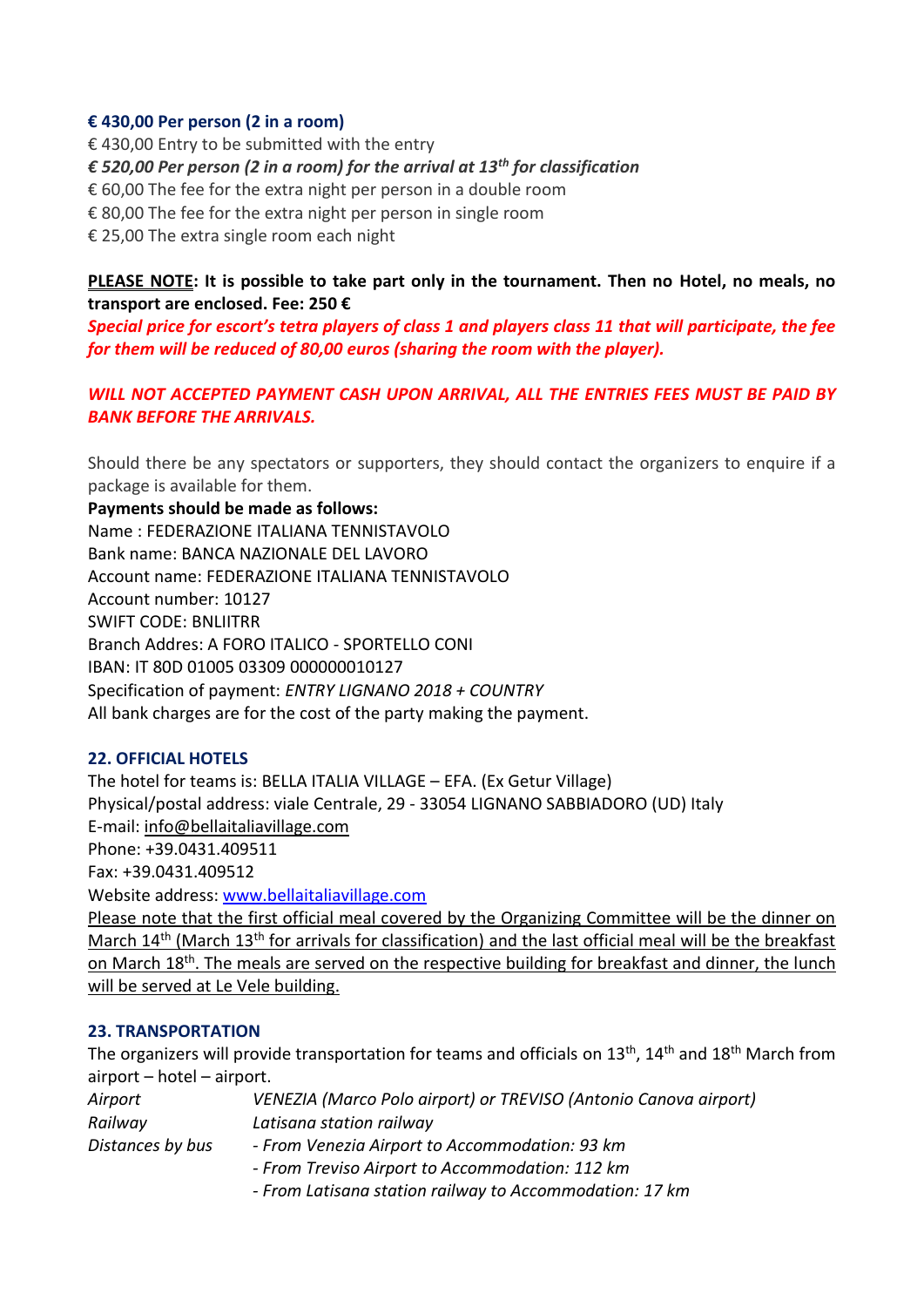**€ 430,00 Per person (2 in a room)**

€ 430,00 Entry to be submitted with the entry

***€ 520,00 Per person (2 in a room) for the arrival at 13th for classification***

€ 60,00 The fee for the extra night per person in a double room

€ 80,00 The fee for the extra night per person in single room

€ 25,00 The extra single room each night

**PLEASE NOTE: It is possible to take part only in the tournament. Then no Hotel, no meals, no transport are enclosed. Fee: 250 €**

***Special price for escort's tetra players of class 1 and players class 11 that will participate, the fee for them will be reduced of 80,00 euros (sharing the room with the player).***

***WILL NOT ACCEPTED PAYMENT CASH UPON ARRIVAL, ALL THE ENTRIES FEES MUST BE PAID BY BANK BEFORE THE ARRIVALS.***

Should there be any spectators or supporters, they should contact the organizers to enquire if a package is available for them.

**Payments should be made as follows:**

Name : FEDERAZIONE ITALIANA TENNISTAVOLO

Bank name: BANCA NAZIONALE DEL LAVORO

Account name: FEDERAZIONE ITALIANA TENNISTAVOLO

Account number: 10127

SWIFT CODE: BNLIITRR

Branch Addres: A FORO ITALICO - SPORTELLO CONI

IBAN: IT 80D 01005 03309 000000010127

Specification of payment: *ENTRY LIGNANO 2018 + COUNTRY*

All bank charges are for the cost of the party making the payment.

## 22. OFFICIAL HOTELS

The hotel for teams is: BELLA ITALIA VILLAGE – EFA. (Ex Getur Village)

Physical/postal address: viale Centrale, 29 - 33054 LIGNANO SABBIADORO (UD) Italy

E-mail: info@bellaitaliavillage.com

Phone: +39.0431.409511

Fax: +39.0431.409512

Website address: www.bellaitaliavillage.com

Please note that the first official meal covered by the Organizing Committee will be the dinner on March 14th (March 13th for arrivals for classification) and the last official meal will be the breakfast on March 18th. The meals are served on the respective building for breakfast and dinner, the lunch will be served at Le Vele building.

## 23. TRANSPORTATION

The organizers will provide transportation for teams and officials on 13th, 14th and 18th March from airport – hotel – airport.

| | |
|---|---|
| *Airport* | *VENEZIA (Marco Polo airport) or TREVISO (Antonio Canova airport)* |
| *Railway* | *Latisana station railway* |
| *Distances by bus* | *- From Venezia Airport to Accommodation: 93 km* |
| | *- From Treviso Airport to Accommodation: 112 km* |
| | *- From Latisana station railway to Accommodation: 17 km* |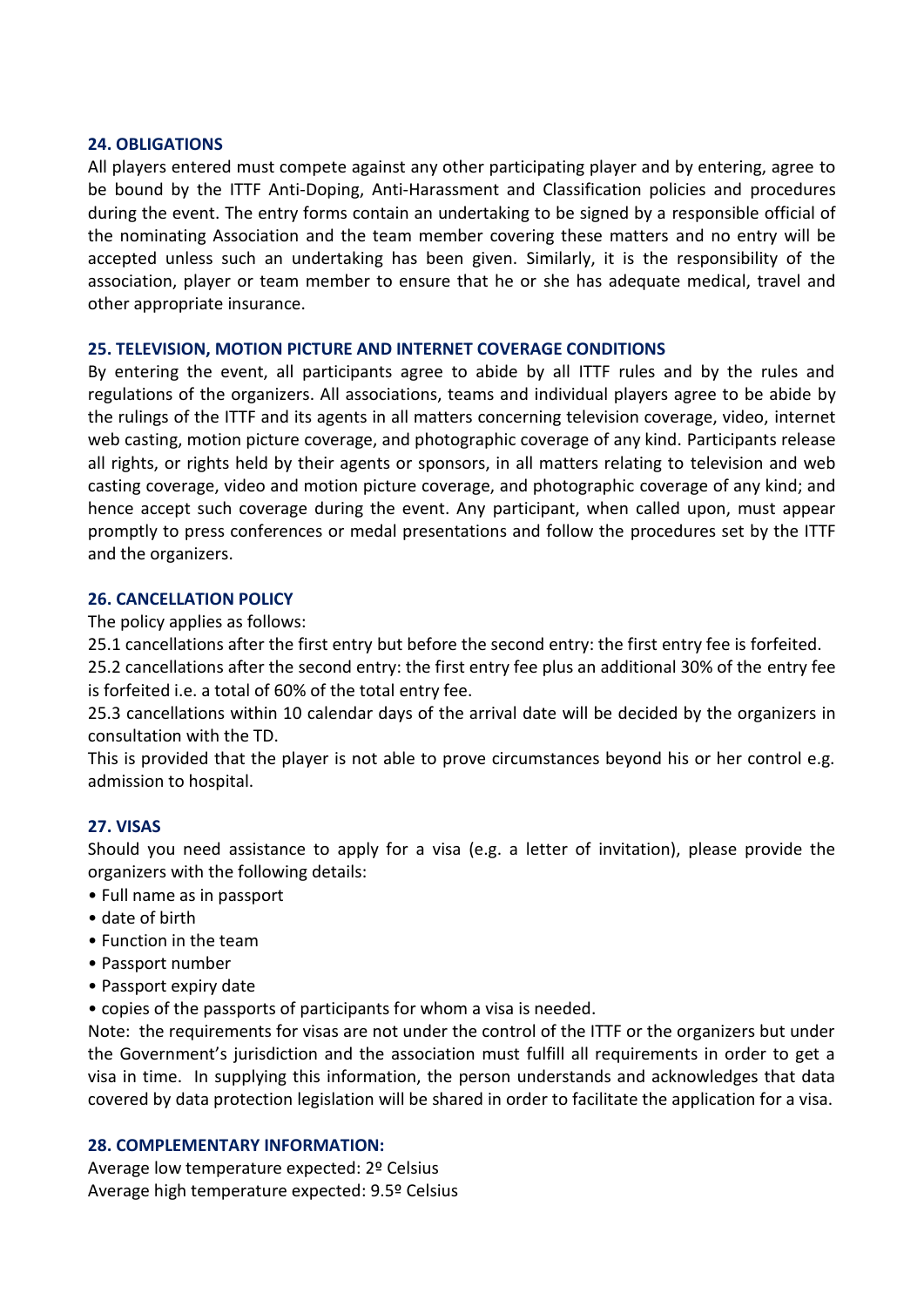## 24. OBLIGATIONS

All players entered must compete against any other participating player and by entering, agree to be bound by the ITTF Anti-Doping, Anti-Harassment and Classification policies and procedures during the event. The entry forms contain an undertaking to be signed by a responsible official of the nominating Association and the team member covering these matters and no entry will be accepted unless such an undertaking has been given. Similarly, it is the responsibility of the association, player or team member to ensure that he or she has adequate medical, travel and other appropriate insurance.

## 25. TELEVISION, MOTION PICTURE AND INTERNET COVERAGE CONDITIONS

By entering the event, all participants agree to abide by all ITTF rules and by the rules and regulations of the organizers. All associations, teams and individual players agree to be abide by the rulings of the ITTF and its agents in all matters concerning television coverage, video, internet web casting, motion picture coverage, and photographic coverage of any kind. Participants release all rights, or rights held by their agents or sponsors, in all matters relating to television and web casting coverage, video and motion picture coverage, and photographic coverage of any kind; and hence accept such coverage during the event. Any participant, when called upon, must appear promptly to press conferences or medal presentations and follow the procedures set by the ITTF and the organizers.

## 26. CANCELLATION POLICY

The policy applies as follows:

25.1 cancellations after the first entry but before the second entry: the first entry fee is forfeited.

25.2 cancellations after the second entry: the first entry fee plus an additional 30% of the entry fee is forfeited i.e. a total of 60% of the total entry fee.

25.3 cancellations within 10 calendar days of the arrival date will be decided by the organizers in consultation with the TD.

This is provided that the player is not able to prove circumstances beyond his or her control e.g. admission to hospital.

## 27. VISAS

Should you need assistance to apply for a visa (e.g. a letter of invitation), please provide the organizers with the following details:

- Full name as in passport
- date of birth
- Function in the team
- Passport number
- Passport expiry date
- copies of the passports of participants for whom a visa is needed.

Note: the requirements for visas are not under the control of the ITTF or the organizers but under the Government's jurisdiction and the association must fulfill all requirements in order to get a visa in time. In supplying this information, the person understands and acknowledges that data covered by data protection legislation will be shared in order to facilitate the application for a visa.

## 28. COMPLEMENTARY INFORMATION:

Average low temperature expected: 2º Celsius
Average high temperature expected: 9.5º Celsius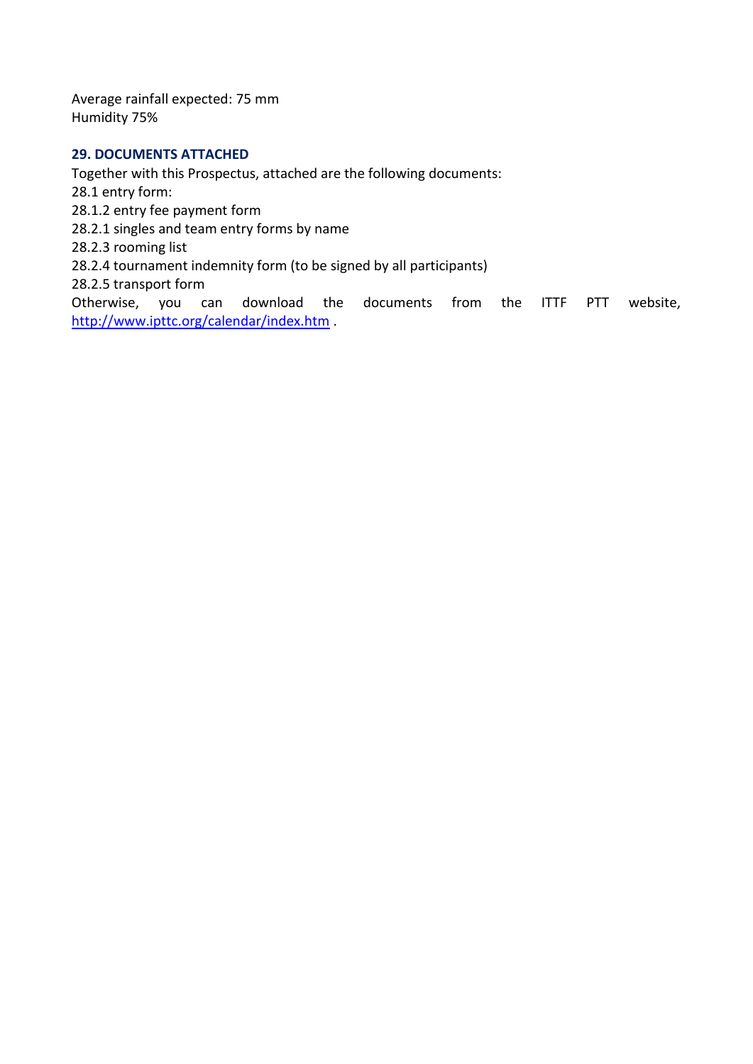Average rainfall expected: 75 mm
Humidity 75%

## 29. DOCUMENTS ATTACHED

Together with this Prospectus, attached are the following documents:
28.1 entry form:
28.1.2 entry fee payment form
28.2.1 singles and team entry forms by name
28.2.3 rooming list
28.2.4 tournament indemnity form (to be signed by all participants)
28.2.5 transport form
Otherwise, you can download the documents from the ITTF PTT website, [http://www.ipttc.org/calendar/index.htm](http://www.ipttc.org/calendar/index.htm) .